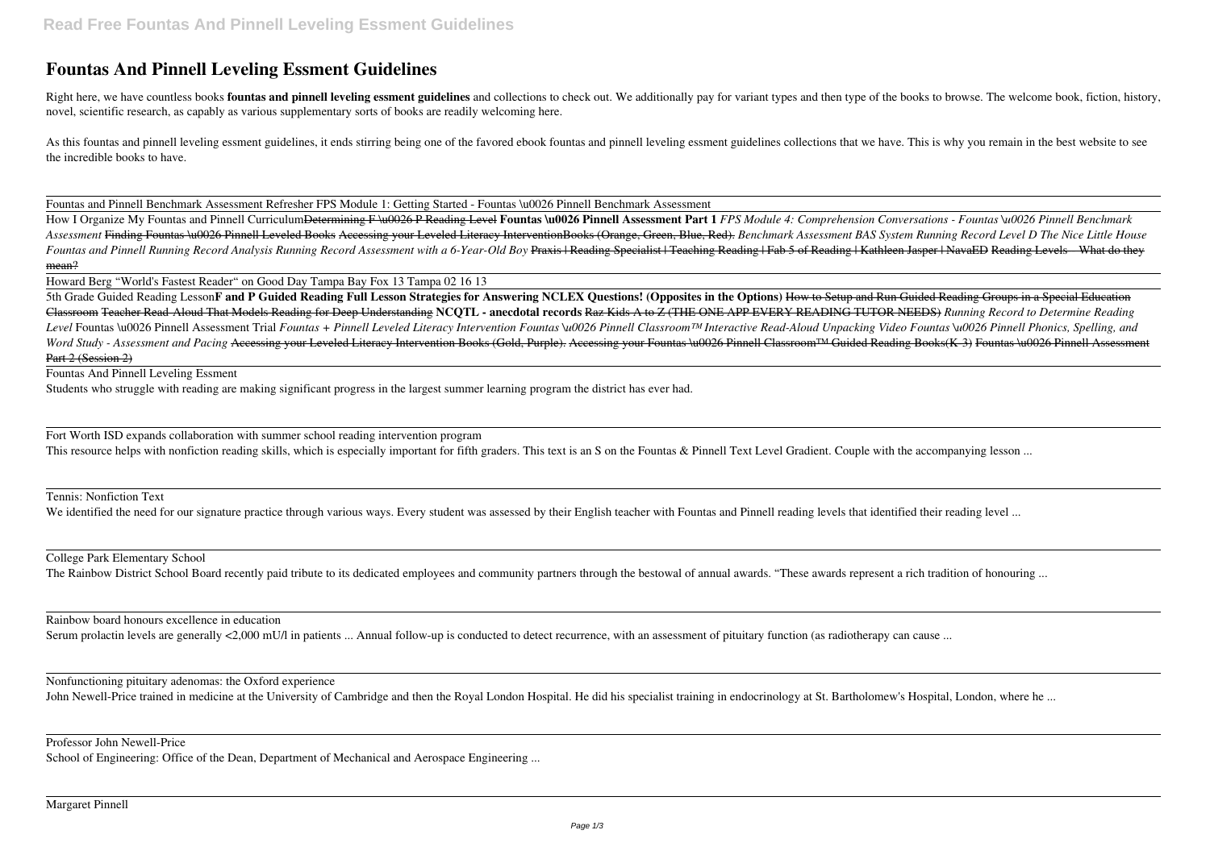# Fountas And Pinnell Leveling Essment Guidelines

Right here, we have countless books **fountas and pinnell leveling essment guidelines** and collections to check out. We additionally pay for variant types and then type of the books to browse. The welcome book, fiction, history, novel, scientific research, as capably as various supplementary sorts of books are readily welcoming here.

As this fountas and pinnell leveling essment guidelines, it ends stirring being one of the favored ebook fountas and pinnell leveling essment guidelines collections that we have. This is why you remain in the best website to see the incredible books to have.

Fountas and Pinnell Benchmark Assessment Refresher FPS Module 1: Getting Started - Fountas \u0026 Pinnell Benchmark Assessment

How I Organize My Fountas and Pinnell Curriculum~~Determining F \u0026 P Reading Level~~ **Fountas \u0026 Pinnell Assessment Part 1** *FPS Module 4: Comprehension Conversations - Fountas \u0026 Pinnell Benchmark Assessment* ~~Finding Fountas \u0026 Pinnell Leveled Books~~ ~~Accessing your Leveled Literacy InterventionBooks (Orange, Green, Blue, Red).~~ *Benchmark Assessment BAS System Running Record Level D The Nice Little House Fountas and Pinnell Running Record Analysis Running Record Assessment with a 6-Year-Old Boy* ~~Praxis | Reading Specialist | Teaching Reading | Fab 5 of Reading | Kathleen Jasper | NavaED~~ ~~Reading Levels - What do they mean?~~

Howard Berg "World's Fastest Reader" on Good Day Tampa Bay Fox 13 Tampa 02 16 13

5th Grade Guided Reading Lesson**F and P Guided Reading Full Lesson Strategies for Answering NCLEX Questions! (Opposites in the Options)** ~~How to Setup and Run Guided Reading Groups in a Special Education Classroom~~ ~~Teacher Read-Aloud That Models Reading for Deep Understanding~~ **NCQTL - anecdotal records** ~~Raz-Kids A to Z (THE ONE APP EVERY READING TUTOR NEEDS)~~ *Running Record to Determine Reading Level* Fountas \u0026 Pinnell Assessment Trial *Fountas + Pinnell Leveled Literacy Intervention Fountas \u0026 Pinnell Classroom™ Interactive Read-Aloud Unpacking Video Fountas \u0026 Pinnell Phonics, Spelling, and Word Study - Assessment and Pacing* ~~Accessing your Leveled Literacy Intervention Books (Gold, Purple).~~ ~~Accessing your Fountas \u0026 Pinnell Classroom™ Guided Reading Books(K-3)~~ ~~Fountas \u0026 Pinnell Assessment Part 2 (Session 2)~~

Fountas And Pinnell Leveling Essment

Students who struggle with reading are making significant progress in the largest summer learning program the district has ever had.

Fort Worth ISD expands collaboration with summer school reading intervention program

This resource helps with nonfiction reading skills, which is especially important for fifth graders. This text is an S on the Fountas & Pinnell Text Level Gradient. Couple with the accompanying lesson ...

Tennis: Nonfiction Text

We identified the need for our signature practice through various ways. Every student was assessed by their English teacher with Fountas and Pinnell reading levels that identified their reading level ...

College Park Elementary School

The Rainbow District School Board recently paid tribute to its dedicated employees and community partners through the bestowal of annual awards. "These awards represent a rich tradition of honouring ...

Rainbow board honours excellence in education

Serum prolactin levels are generally <2,000 mU/l in patients ... Annual follow-up is conducted to detect recurrence, with an assessment of pituitary function (as radiotherapy can cause ...

Nonfunctioning pituitary adenomas: the Oxford experience

John Newell-Price trained in medicine at the University of Cambridge and then the Royal London Hospital. He did his specialist training in endocrinology at St. Bartholomew's Hospital, London, where he ...

Professor John Newell-Price

School of Engineering: Office of the Dean, Department of Mechanical and Aerospace Engineering ...

Margaret Pinnell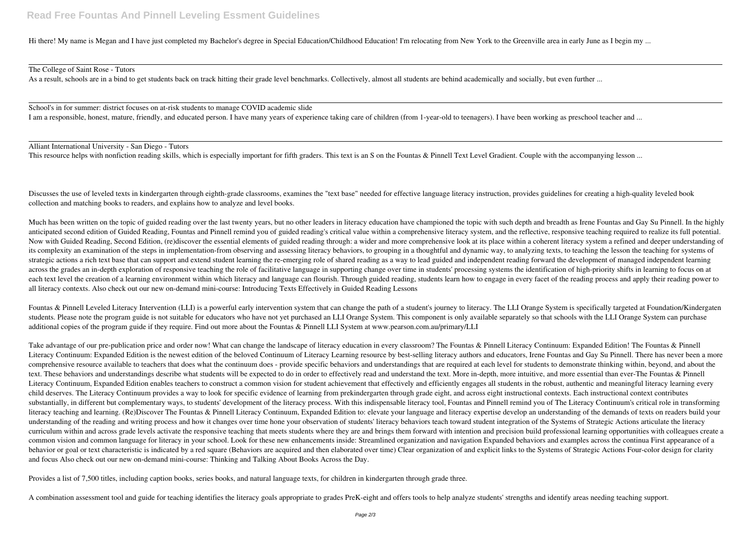Hi there! My name is Megan and I have just completed my Bachelor's degree in Special Education/Childhood Education! I'm relocating from New York to the Greenville area in early June as I begin my ...

The College of Saint Rose - Tutors

As a result, schools are in a bind to get students back on track hitting their grade level benchmarks. Collectively, almost all students are behind academically and socially, but even further ...

School's in for summer: district focuses on at-risk students to manage COVID academic slide

I am a responsible, honest, mature, friendly, and educated person. I have many years of experience taking care of children (from 1-year-old to teenagers). I have been working as preschool teacher and ...

Alliant International University - San Diego - Tutors

This resource helps with nonfiction reading skills, which is especially important for fifth graders. This text is an S on the Fountas & Pinnell Text Level Gradient. Couple with the accompanying lesson ...

Discusses the use of leveled texts in kindergarten through eighth-grade classrooms, examines the "text base" needed for effective language literacy instruction, provides guidelines for creating a high-quality leveled book collection and matching books to readers, and explains how to analyze and level books.

Much has been written on the topic of guided reading over the last twenty years, but no other leaders in literacy education have championed the topic with such depth and breadth as Irene Fountas and Gay Su Pinnell. In the highly anticipated second edition of Guided Reading, Fountas and Pinnell remind you of guided reading's critical value within a comprehensive literacy system, and the reflective, responsive teaching required to realize its full potential. Now with Guided Reading, Second Edition, (re)discover the essential elements of guided reading through: a wider and more comprehensive look at its place within a coherent literacy system a refined and deeper understanding of its complexity an examination of the steps in implementation-from observing and assessing literacy behaviors, to grouping in a thoughtful and dynamic way, to analyzing texts, to teaching the lesson the teaching for systems of strategic actions a rich text base that can support and extend student learning the re-emerging role of shared reading as a way to lead guided and independent reading forward the development of managed independent learning across the grades an in-depth exploration of responsive teaching the role of facilitative language in supporting change over time in students' processing systems the identification of high-priority shifts in learning to focus on at each text level the creation of a learning environment within which literacy and language can flourish. Through guided reading, students learn how to engage in every facet of the reading process and apply their reading power to all literacy contexts. Also check out our new on-demand mini-course: Introducing Texts Effectively in Guided Reading Lessons

Fountas & Pinnell Leveled Literacy Intervention (LLI) is a powerful early intervention system that can change the path of a student's journey to literacy. The LLI Orange System is specifically targeted at Foundation/Kindergaten students. Please note the program guide is not suitable for educators who have not yet purchased an LLI Orange System. This component is only available separately so that schools with the LLI Orange System can purchase additional copies of the program guide if they require. Find out more about the Fountas & Pinnell LLI System at www.pearson.com.au/primary/LLI

Take advantage of our pre-publication price and order now! What can change the landscape of literacy education in every classroom? The Fountas & Pinnell Literacy Continuum: Expanded Edition! The Fountas & Pinnell Literacy Continuum: Expanded Edition is the newest edition of the beloved Continuum of Literacy Learning resource by best-selling literacy authors and educators, Irene Fountas and Gay Su Pinnell. There has never been a more comprehensive resource available to teachers that does what the continuum does - provide specific behaviors and understandings that are required at each level for students to demonstrate thinking within, beyond, and about the text. These behaviors and understandings describe what students will be expected to do in order to effectively read and understand the text. More in-depth, more intuitive, and more essential than ever-The Fountas & Pinnell Literacy Continuum, Expanded Edition enables teachers to construct a common vision for student achievement that effectively and efficiently engages all students in the robust, authentic and meaningful literacy learning every child deserves. The Literacy Continuum provides a way to look for specific evidence of learning from prekindergarten through grade eight, and across eight instructional contexts. Each instructional context contributes substantially, in different but complementary ways, to students' development of the literacy process. With this indispensable literacy tool, Fountas and Pinnell remind you of The Literacy Continuum's critical role in transforming literacy teaching and learning. (Re)Discover The Fountas & Pinnell Literacy Continuum, Expanded Edition to: elevate your language and literacy expertise develop an understanding of the demands of texts on readers build your understanding of the reading and writing process and how it changes over time hone your observation of students' literacy behaviors teach toward student integration of the Systems of Strategic Actions articulate the literacy curriculum within and across grade levels activate the responsive teaching that meets students where they are and brings them forward with intention and precision build professional learning opportunities with colleagues create a common vision and common language for literacy in your school. Look for these new enhancements inside: Streamlined organization and navigation Expanded behaviors and examples across the continua First appearance of a behavior or goal or text characteristic is indicated by a red square (Behaviors are acquired and then elaborated over time) Clear organization of and explicit links to the Systems of Strategic Actions Four-color design for clarity and focus Also check out our new on-demand mini-course: Thinking and Talking About Books Across the Day.

Provides a list of 7,500 titles, including caption books, series books, and natural language texts, for children in kindergarten through grade three.

A combination assessment tool and guide for teaching identifies the literacy goals appropriate to grades PreK-eight and offers tools to help analyze students' strengths and identify areas needing teaching support.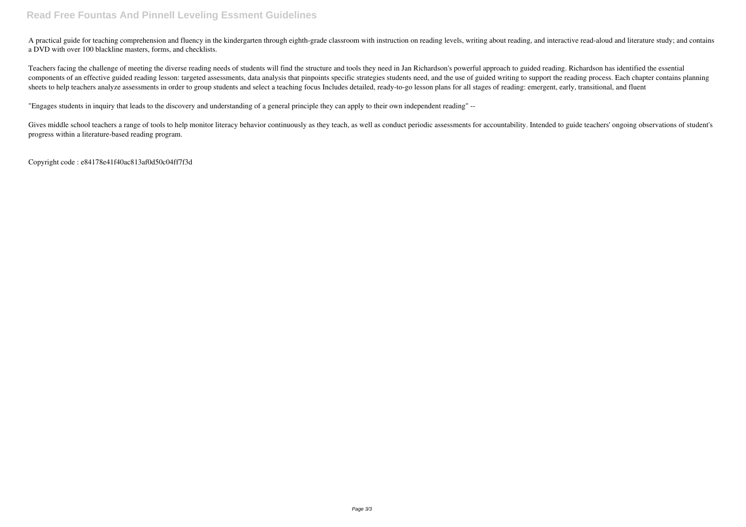A practical guide for teaching comprehension and fluency in the kindergarten through eighth-grade classroom with instruction on reading levels, writing about reading, and interactive read-aloud and literature study; and contains a DVD with over 100 blackline masters, forms, and checklists.

Teachers facing the challenge of meeting the diverse reading needs of students will find the structure and tools they need in Jan Richardson's powerful approach to guided reading. Richardson has identified the essential components of an effective guided reading lesson: targeted assessments, data analysis that pinpoints specific strategies students need, and the use of guided writing to support the reading process. Each chapter contains planning sheets to help teachers analyze assessments in order to group students and select a teaching focus Includes detailed, ready-to-go lesson plans for all stages of reading: emergent, early, transitional, and fluent

"Engages students in inquiry that leads to the discovery and understanding of a general principle they can apply to their own independent reading" --

Gives middle school teachers a range of tools to help monitor literacy behavior continuously as they teach, as well as conduct periodic assessments for accountability. Intended to guide teachers' ongoing observations of student's progress within a literature-based reading program.

Copyright code : e84178e41f40ac813af0d50c04ff7f3d